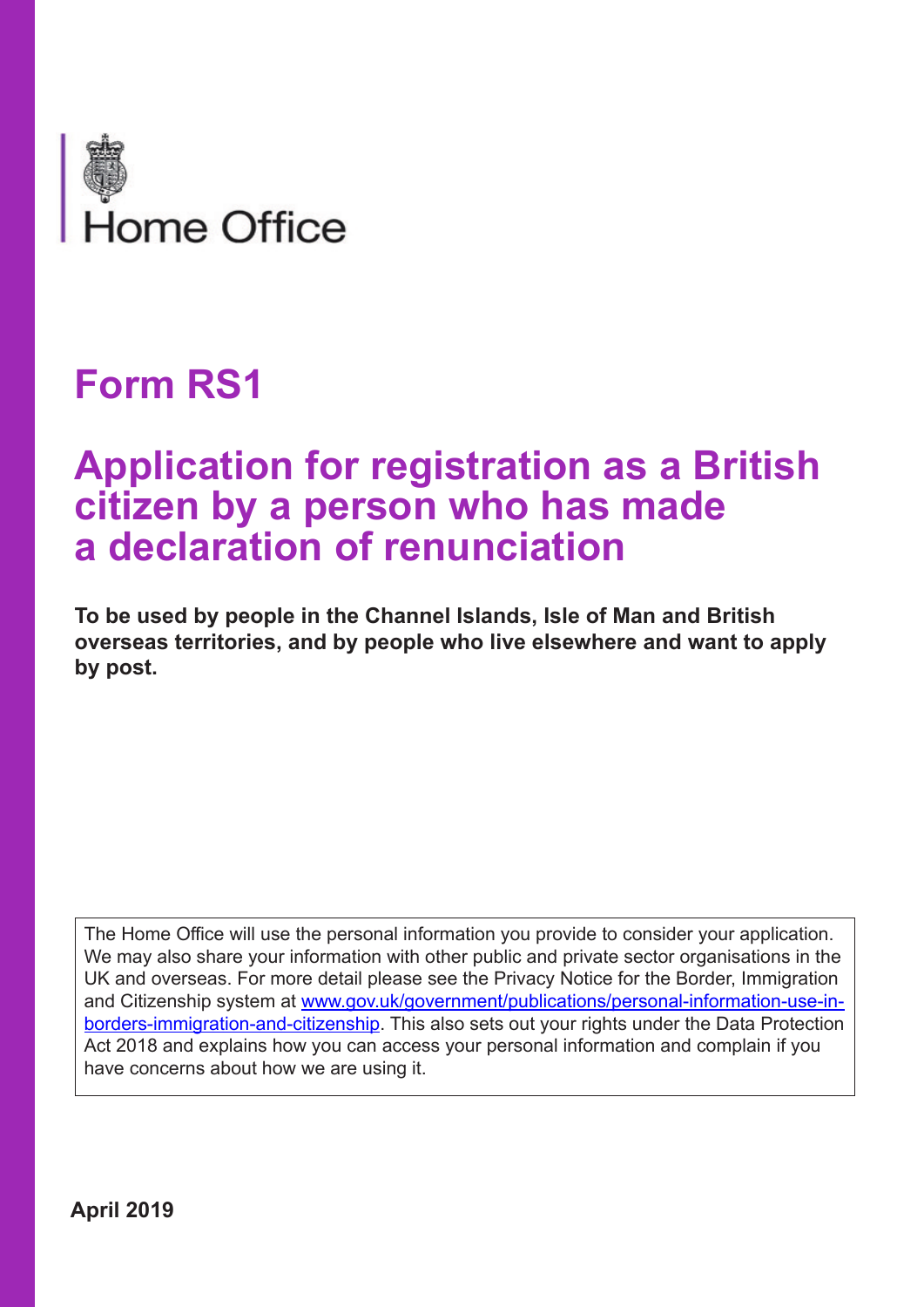Home Office

# Form RS1

## Application for registration as a British citizen by a person who has made a declaration of renunciation

**To be used by people in the Channel Islands, Isle of Man and British overseas territories, and by people who live elsewhere and want to apply by post.**

The Home Office will use the personal information you provide to consider your application. We may also share your information with other public and private sector organisations in the UK and overseas. For more detail please see the Privacy Notice for the Border, Immigration and Citizenship system at [www.gov.uk/government/publications/personal-information-use-in-borders-immigration-and-citizenship](www.gov.uk/government/publications/personal-information-use-in-borders-immigration-and-citizenship). This also sets out your rights under the Data Protection Act 2018 and explains how you can access your personal information and complain if you have concerns about how we are using it.

**April 2019**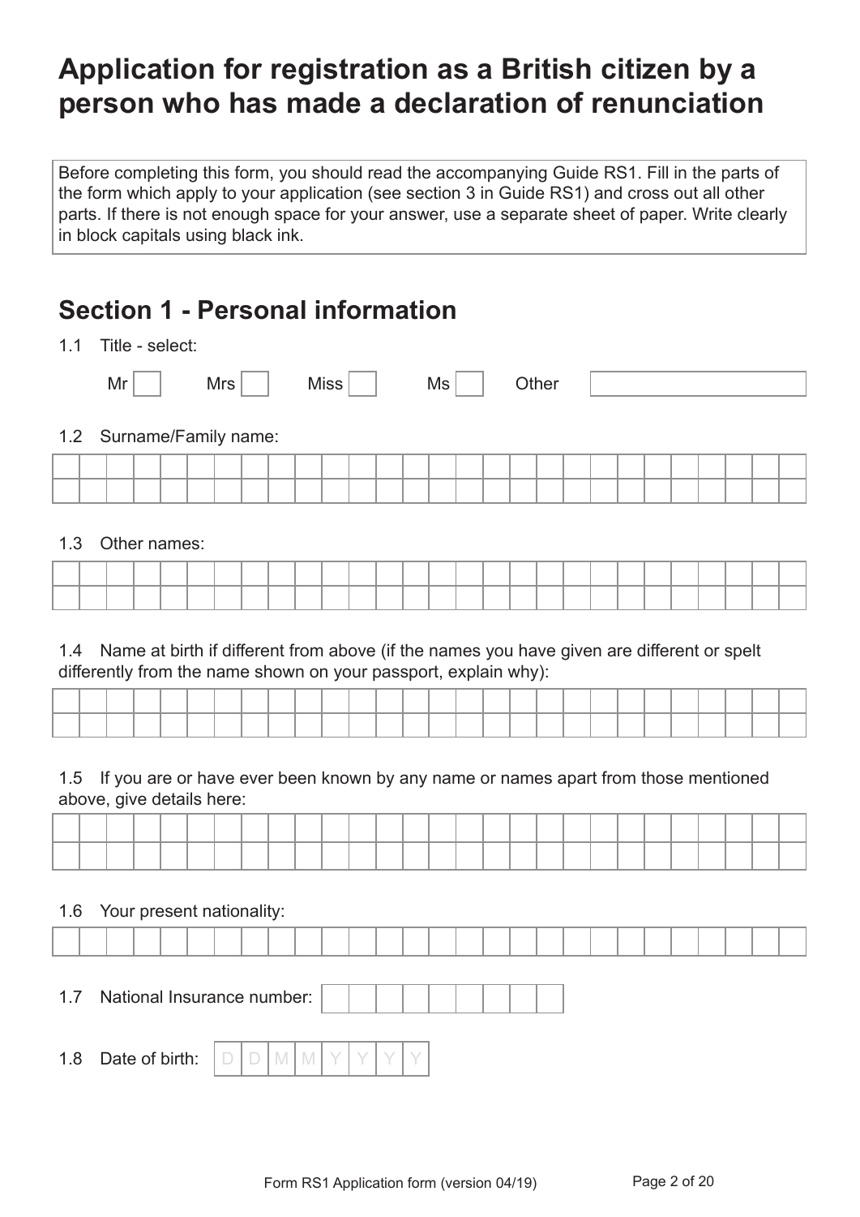# Application for registration as a British citizen by a person who has made a declaration of renunciation

Before completing this form, you should read the accompanying Guide RS1. Fill in the parts of the form which apply to your application (see section 3 in Guide RS1) and cross out all other parts. If there is not enough space for your answer, use a separate sheet of paper. Write clearly in block capitals using black ink.

## Section 1 - Personal information

1.1 Title - select:

Mr ☐ Mrs ☐ Miss ☐ Ms ☐ Other ____________

1.2 Surname/Family name:

1.3 Other names:

1.4 Name at birth if different from above (if the names you have given are different or spelt differently from the name shown on your passport, explain why):

1.5 If you are or have ever been known by any name or names apart from those mentioned above, give details here:

1.6 Your present nationality:

1.7 National Insurance number:

1.8 Date of birth: D D M M Y Y Y Y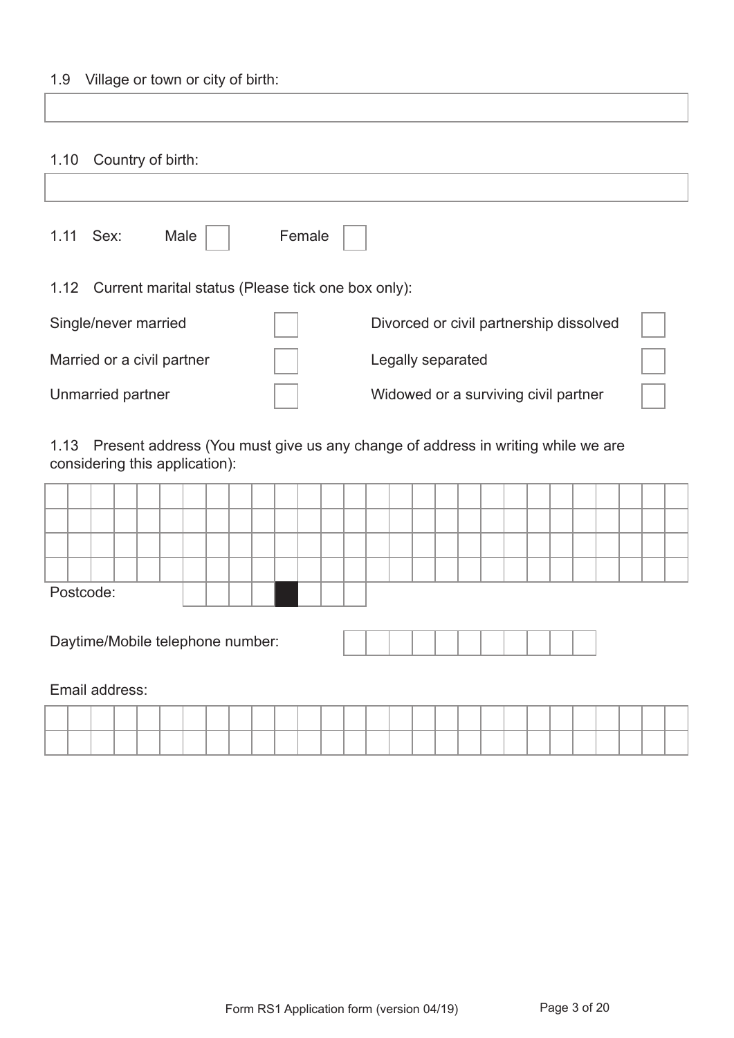1.9 Village or town or city of birth:

1.10 Country of birth:

1.11 Sex: Male ☐ Female ☐

1.12 Current marital status (Please tick one box only):

| | | | |
|---|---|---|---|
| Single/never married | ☐ | Divorced or civil partnership dissolved | ☐ |
| Married or a civil partner | ☐ | Legally separated | ☐ |
| Unmarried partner | ☐ | Widowed or a surviving civil partner | ☐ |

1.13 Present address (You must give us any change of address in writing while we are considering this application):

Postcode:

Daytime/Mobile telephone number:

Email address: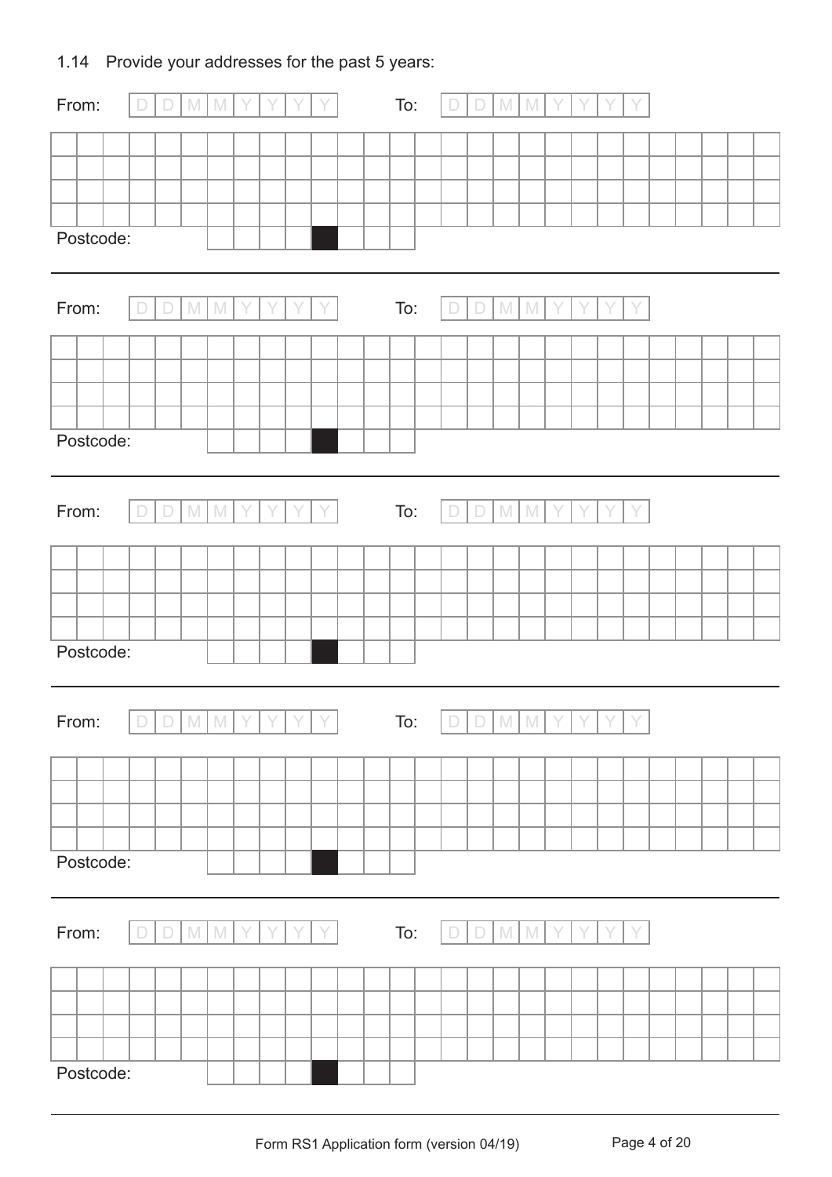1.14 Provide your addresses for the past 5 years:

From: DD MM YYYY To: DD MM YYYY

Postcode:

---

From: DD MM YYYY To: DD MM YYYY

Postcode:

---

From: DD MM YYYY To: DD MM YYYY

Postcode:

---

From: DD MM YYYY To: DD MM YYYY

Postcode:

---

From: DD MM YYYY To: DD MM YYYY

Postcode:

---

Form RS1 Application form (version 04/19)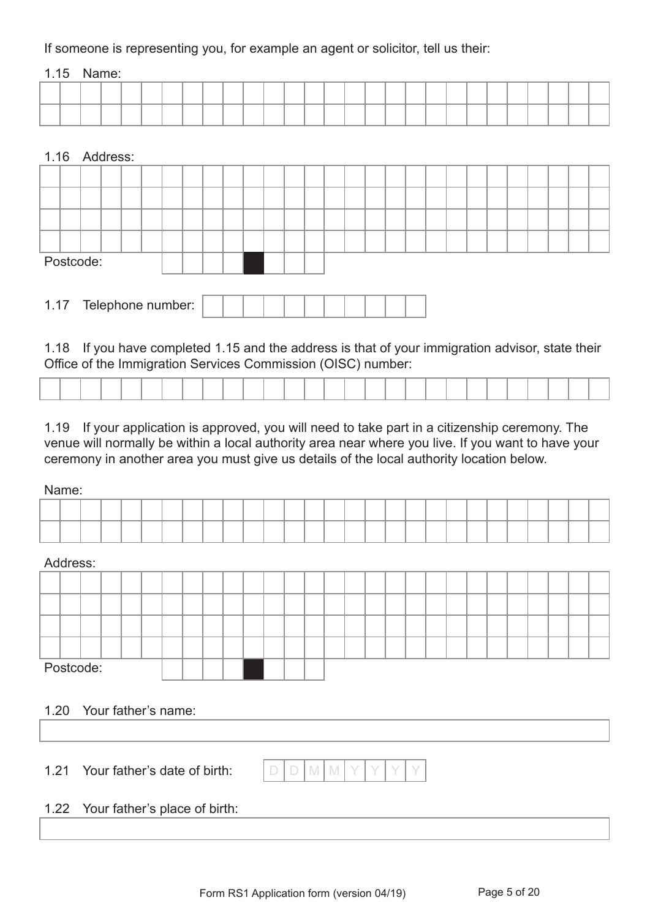If someone is representing you, for example an agent or solicitor, tell us their:

1.15 Name:

1.16 Address:

Postcode:

1.17 Telephone number:

1.18 If you have completed 1.15 and the address is that of your immigration advisor, state their Office of the Immigration Services Commission (OISC) number:

1.19 If your application is approved, you will need to take part in a citizenship ceremony. The venue will normally be within a local authority area near where you live. If you want to have your ceremony in another area you must give us details of the local authority location below.

Name:

Address:

Postcode:

1.20 Your father's name:

1.21 Your father's date of birth: D D M M Y Y Y Y

1.22 Your father's place of birth:

Form RS1 Application form (version 04/19)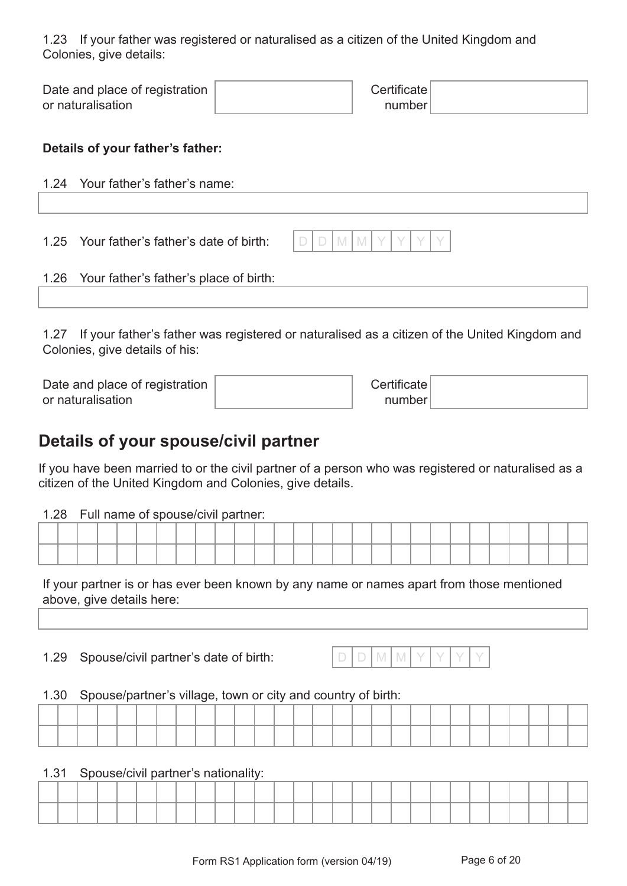1.23 If your father was registered or naturalised as a citizen of the United Kingdom and Colonies, give details:

Date and place of registration or naturalisation

Certificate number

**Details of your father's father:**

1.24 Your father's father's name:

1.25 Your father's father's date of birth: D D M M Y Y Y Y

1.26 Your father's father's place of birth:

1.27 If your father's father was registered or naturalised as a citizen of the United Kingdom and Colonies, give details of his:

Date and place of registration or naturalisation

Certificate number

## Details of your spouse/civil partner

If you have been married to or the civil partner of a person who was registered or naturalised as a citizen of the United Kingdom and Colonies, give details.

1.28 Full name of spouse/civil partner:

If your partner is or has ever been known by any name or names apart from those mentioned above, give details here:

1.29 Spouse/civil partner's date of birth: D D M M Y Y Y Y

1.30 Spouse/partner's village, town or city and country of birth:

1.31 Spouse/civil partner's nationality:

Form RS1 Application form (version 04/19)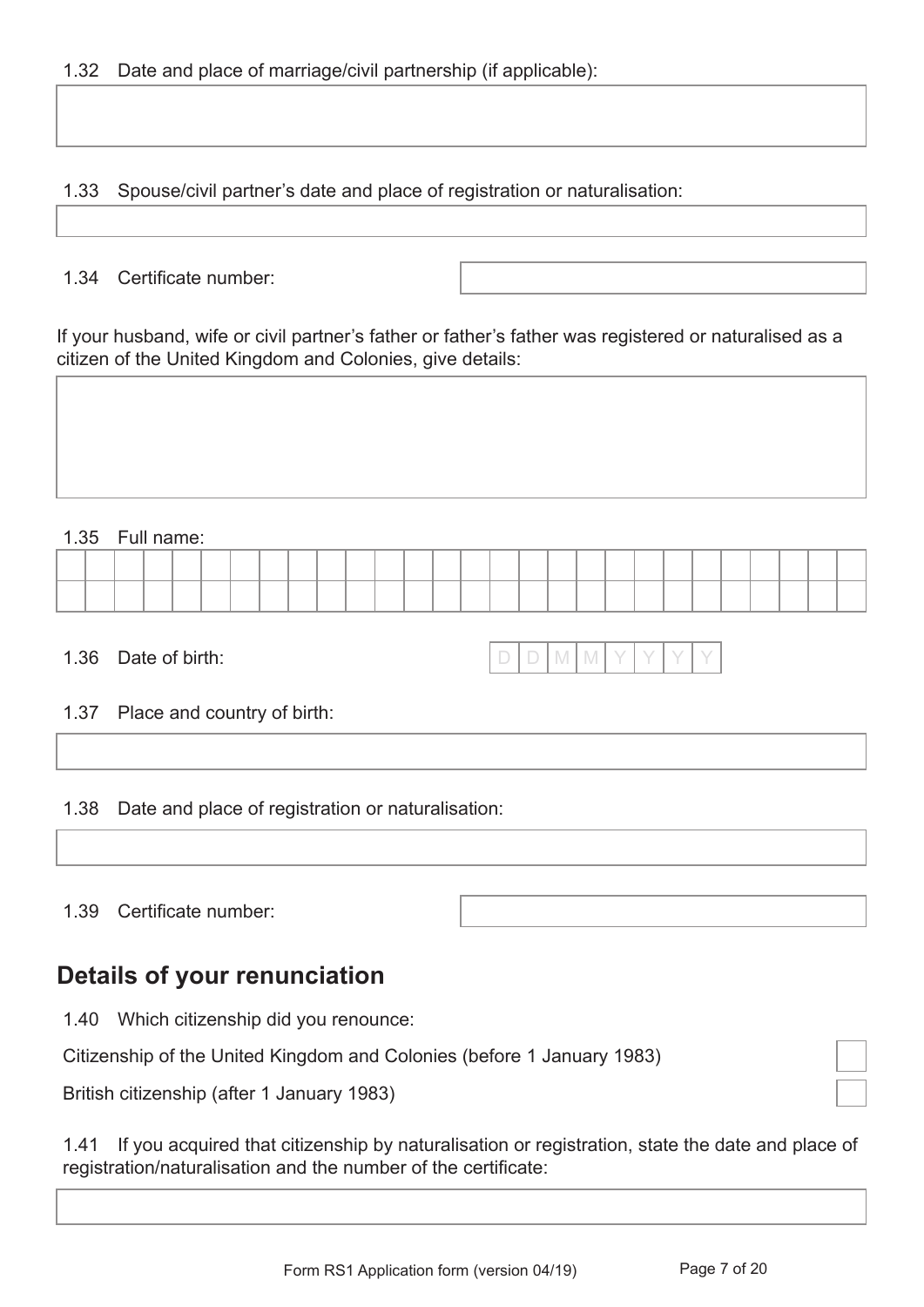1.32 Date and place of marriage/civil partnership (if applicable):

1.33 Spouse/civil partner's date and place of registration or naturalisation:

1.34 Certificate number:

If your husband, wife or civil partner's father or father's father was registered or naturalised as a citizen of the United Kingdom and Colonies, give details:

1.35 Full name:

1.36 Date of birth: D D M M Y Y Y Y

1.37 Place and country of birth:

1.38 Date and place of registration or naturalisation:

1.39 Certificate number:

## Details of your renunciation

1.40 Which citizenship did you renounce:

Citizenship of the United Kingdom and Colonies (before 1 January 1983) ☐

British citizenship (after 1 January 1983) ☐

1.41 If you acquired that citizenship by naturalisation or registration, state the date and place of registration/naturalisation and the number of the certificate: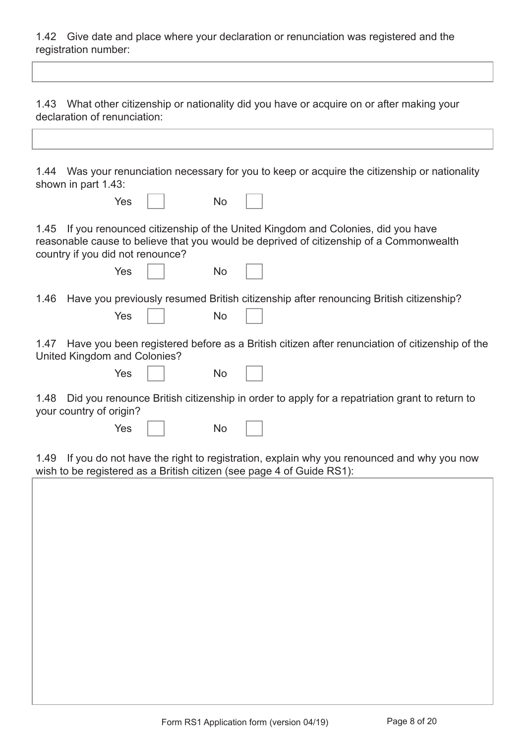1.42 Give date and place where your declaration or renunciation was registered and the registration number:

1.43 What other citizenship or nationality did you have or acquire on or after making your declaration of renunciation:

1.44 Was your renunciation necessary for you to keep or acquire the citizenship or nationality shown in part 1.43:

Yes ☐ No ☐

1.45 If you renounced citizenship of the United Kingdom and Colonies, did you have reasonable cause to believe that you would be deprived of citizenship of a Commonwealth country if you did not renounce?

Yes ☐ No ☐

1.46 Have you previously resumed British citizenship after renouncing British citizenship?

Yes ☐ No ☐

1.47 Have you been registered before as a British citizen after renunciation of citizenship of the United Kingdom and Colonies?

Yes ☐ No ☐

1.48 Did you renounce British citizenship in order to apply for a repatriation grant to return to your country of origin?

Yes ☐ No ☐

1.49 If you do not have the right to registration, explain why you renounced and why you now wish to be registered as a British citizen (see page 4 of Guide RS1):

Form RS1 Application form (version 04/19)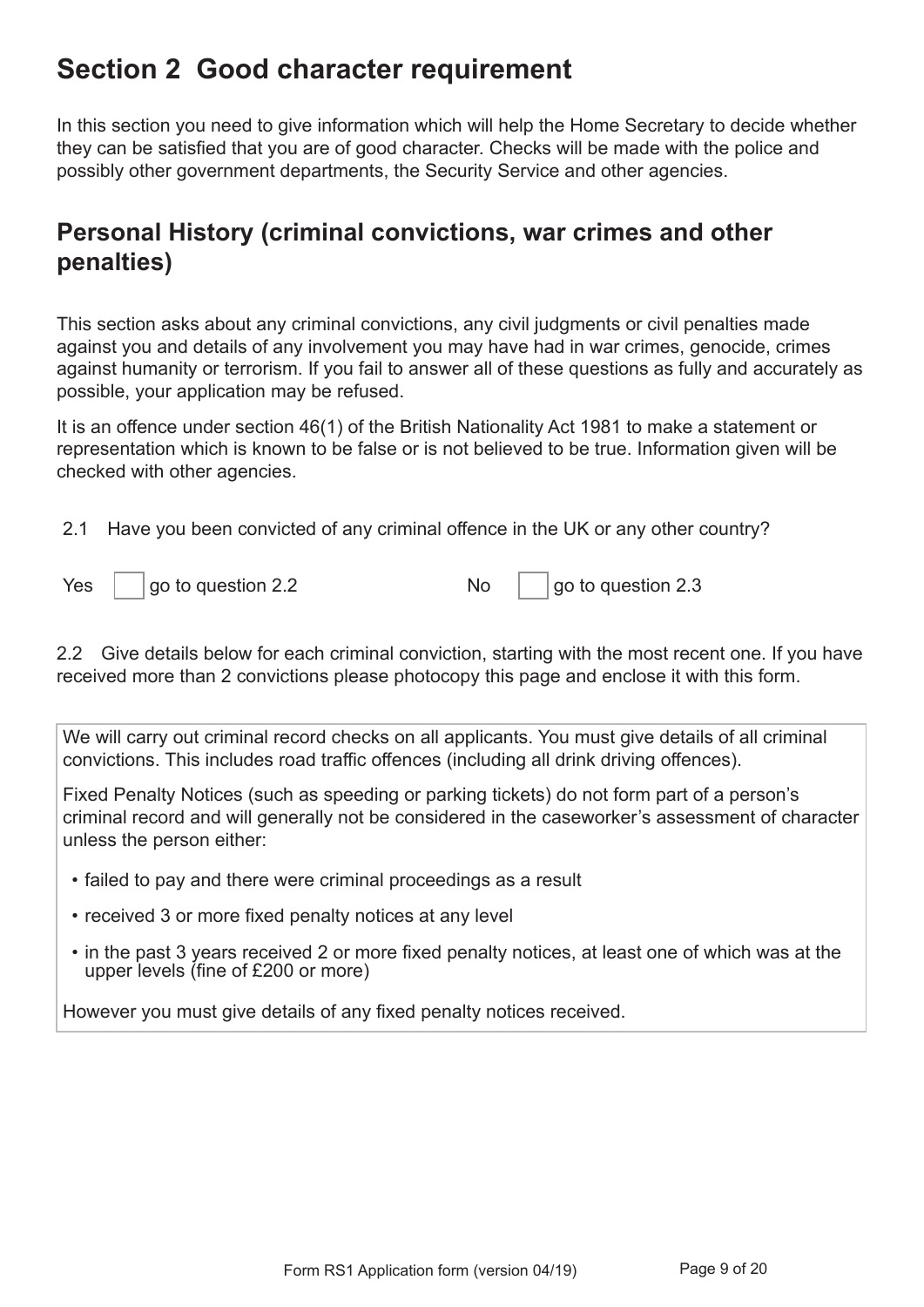# Section 2 Good character requirement

In this section you need to give information which will help the Home Secretary to decide whether they can be satisfied that you are of good character. Checks will be made with the police and possibly other government departments, the Security Service and other agencies.

## Personal History (criminal convictions, war crimes and other penalties)

This section asks about any criminal convictions, any civil judgments or civil penalties made against you and details of any involvement you may have had in war crimes, genocide, crimes against humanity or terrorism. If you fail to answer all of these questions as fully and accurately as possible, your application may be refused.

It is an offence under section 46(1) of the British Nationality Act 1981 to make a statement or representation which is known to be false or is not believed to be true. Information given will be checked with other agencies.

2.1 Have you been convicted of any criminal offence in the UK or any other country?

Yes ☐ go to question 2.2 No ☐ go to question 2.3

2.2 Give details below for each criminal conviction, starting with the most recent one. If you have received more than 2 convictions please photocopy this page and enclose it with this form.

We will carry out criminal record checks on all applicants. You must give details of all criminal convictions. This includes road traffic offences (including all drink driving offences).

Fixed Penalty Notices (such as speeding or parking tickets) do not form part of a person's criminal record and will generally not be considered in the caseworker's assessment of character unless the person either:

- failed to pay and there were criminal proceedings as a result
- received 3 or more fixed penalty notices at any level
- in the past 3 years received 2 or more fixed penalty notices, at least one of which was at the upper levels (fine of £200 or more)

However you must give details of any fixed penalty notices received.

Form RS1 Application form (version 04/19)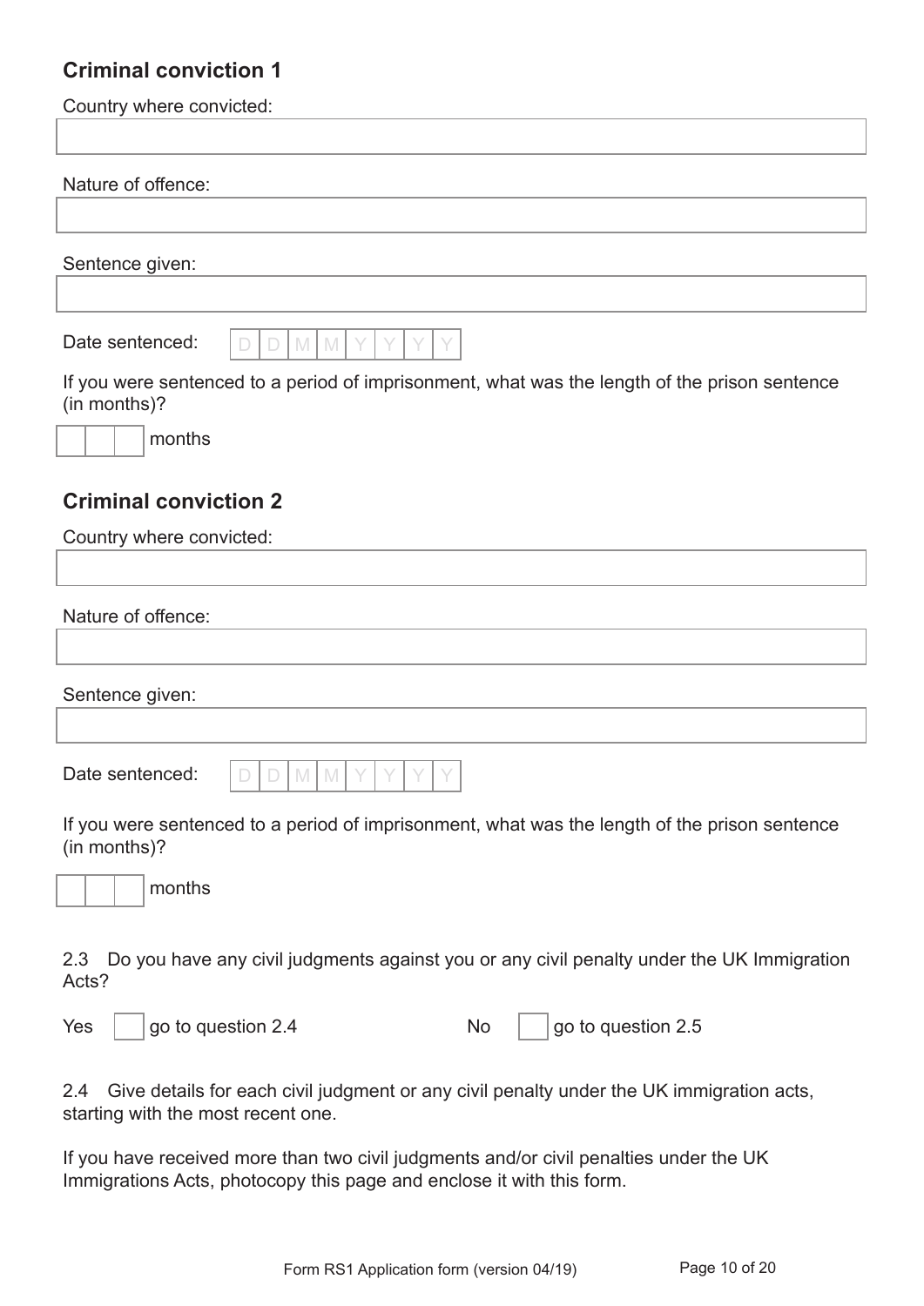## Criminal conviction 1

Country where conviction:

Nature of offence:

Sentence given:

Date sentenced: D D M M Y Y Y Y

If you were sentenced to a period of imprisonment, what was the length of the prison sentence (in months)?

months

## Criminal conviction 2

Country where convicted:

Nature of offence:

Sentence given:

Date sentenced: D D M M Y Y Y Y

If you were sentenced to a period of imprisonment, what was the length of the prison sentence (in months)?

months

2.3 Do you have any civil judgments against you or any civil penalty under the UK Immigration Acts?

Yes ☐ go to question 2.4 No ☐ go to question 2.5

2.4 Give details for each civil judgment or any civil penalty under the UK immigration acts, starting with the most recent one.

If you have received more than two civil judgments and/or civil penalties under the UK Immigrations Acts, photocopy this page and enclose it with this form.

Form RS1 Application form (version 04/19)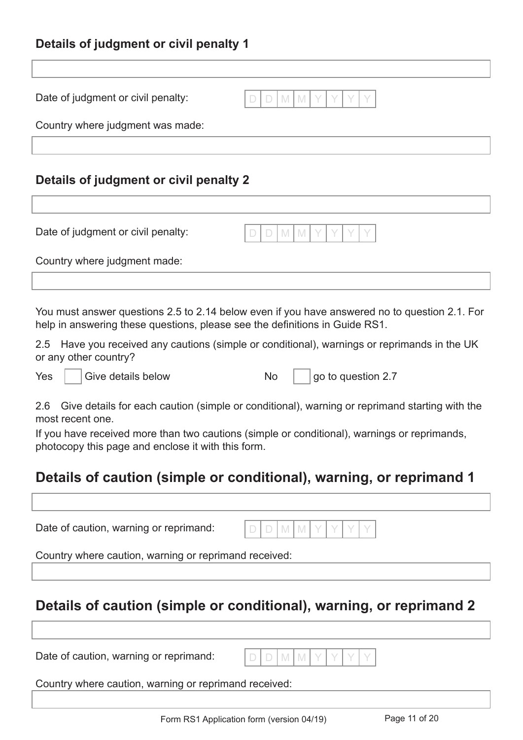### Details of judgment or civil penalty 1

Date of judgment or civil penalty: DD MM YYYY

Country where judgment was made:

### Details of judgment or civil penalty 2

Date of judgment or civil penalty: DD MM YYYY

Country where judgment made:

You must answer questions 2.5 to 2.14 below even if you have answered no to question 2.1. For help in answering these questions, please see the definitions in Guide RS1.

2.5 Have you received any cautions (simple or conditional), warnings or reprimands in the UK or any other country?

Yes ☐ Give details below   No ☐ go to question 2.7

2.6 Give details for each caution (simple or conditional), warning or reprimand starting with the most recent one.

If you have received more than two cautions (simple or conditional), warnings or reprimands, photocopy this page and enclose it with this form.

## Details of caution (simple or conditional), warning, or reprimand 1

Date of caution, warning or reprimand: DD MM YYYY

Country where caution, warning or reprimand received:

## Details of caution (simple or conditional), warning, or reprimand 2

Date of caution, warning or reprimand: DD MM YYYY

Country where caution, warning or reprimand received:

Form RS1 Application form (version 04/19)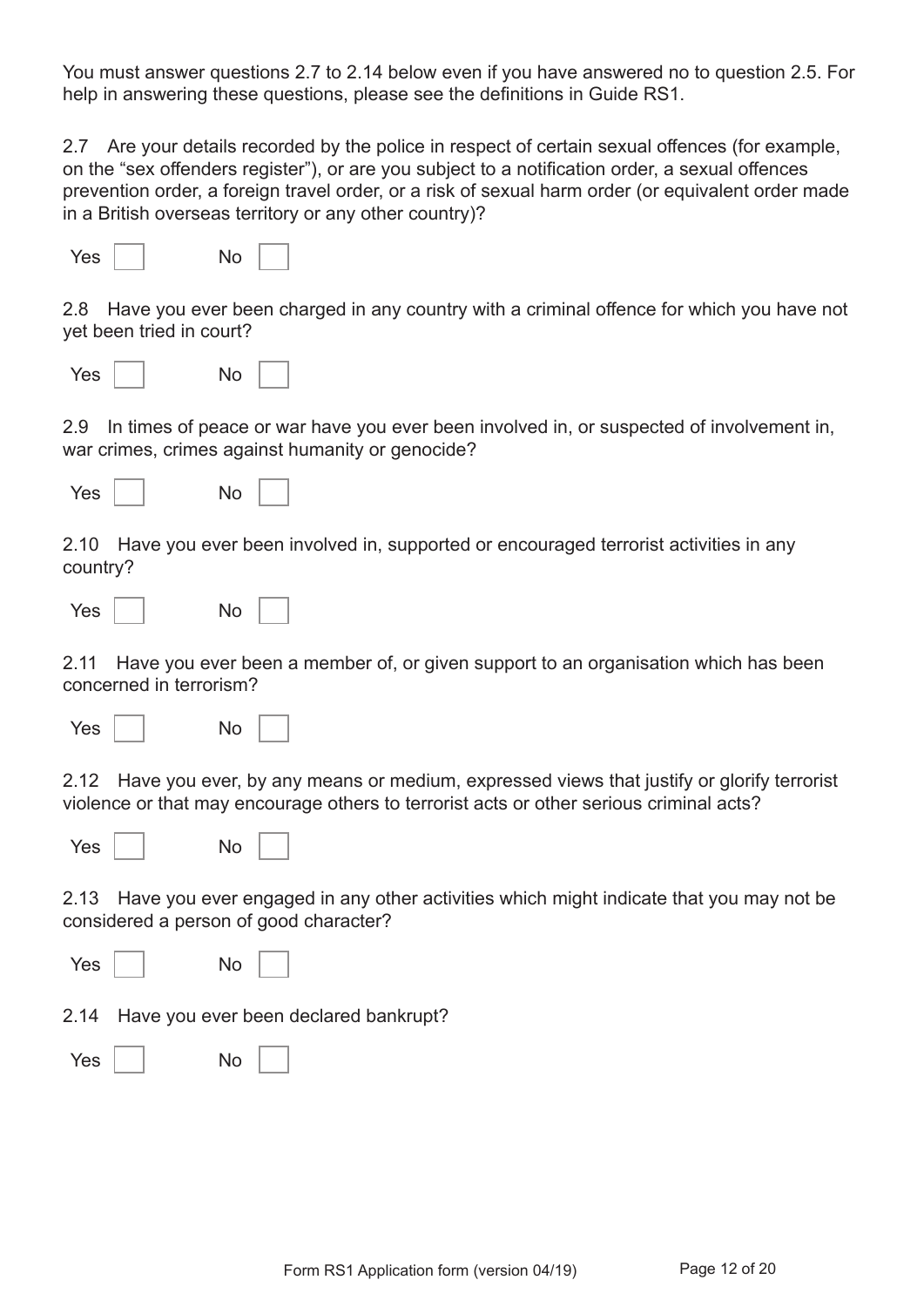You must answer questions 2.7 to 2.14 below even if you have answered no to question 2.5. For help in answering these questions, please see the definitions in Guide RS1.

2.7 Are your details recorded by the police in respect of certain sexual offences (for example, on the "sex offenders register"), or are you subject to a notification order, a sexual offences prevention order, a foreign travel order, or a risk of sexual harm order (or equivalent order made in a British overseas territory or any other country)?

Yes ☐ No ☐

2.8 Have you ever been charged in any country with a criminal offence for which you have not yet been tried in court?

Yes ☐ No ☐

2.9 In times of peace or war have you ever been involved in, or suspected of involvement in, war crimes, crimes against humanity or genocide?

Yes ☐ No ☐

2.10 Have you ever been involved in, supported or encouraged terrorist activities in any country?

Yes ☐ No ☐

2.11 Have you ever been a member of, or given support to an organisation which has been concerned in terrorism?

Yes ☐ No ☐

2.12 Have you ever, by any means or medium, expressed views that justify or glorify terrorist violence or that may encourage others to terrorist acts or other serious criminal acts?

Yes ☐ No ☐

2.13 Have you ever engaged in any other activities which might indicate that you may not be considered a person of good character?

Yes ☐ No ☐

2.14 Have you ever been declared bankrupt?

Yes ☐ No ☐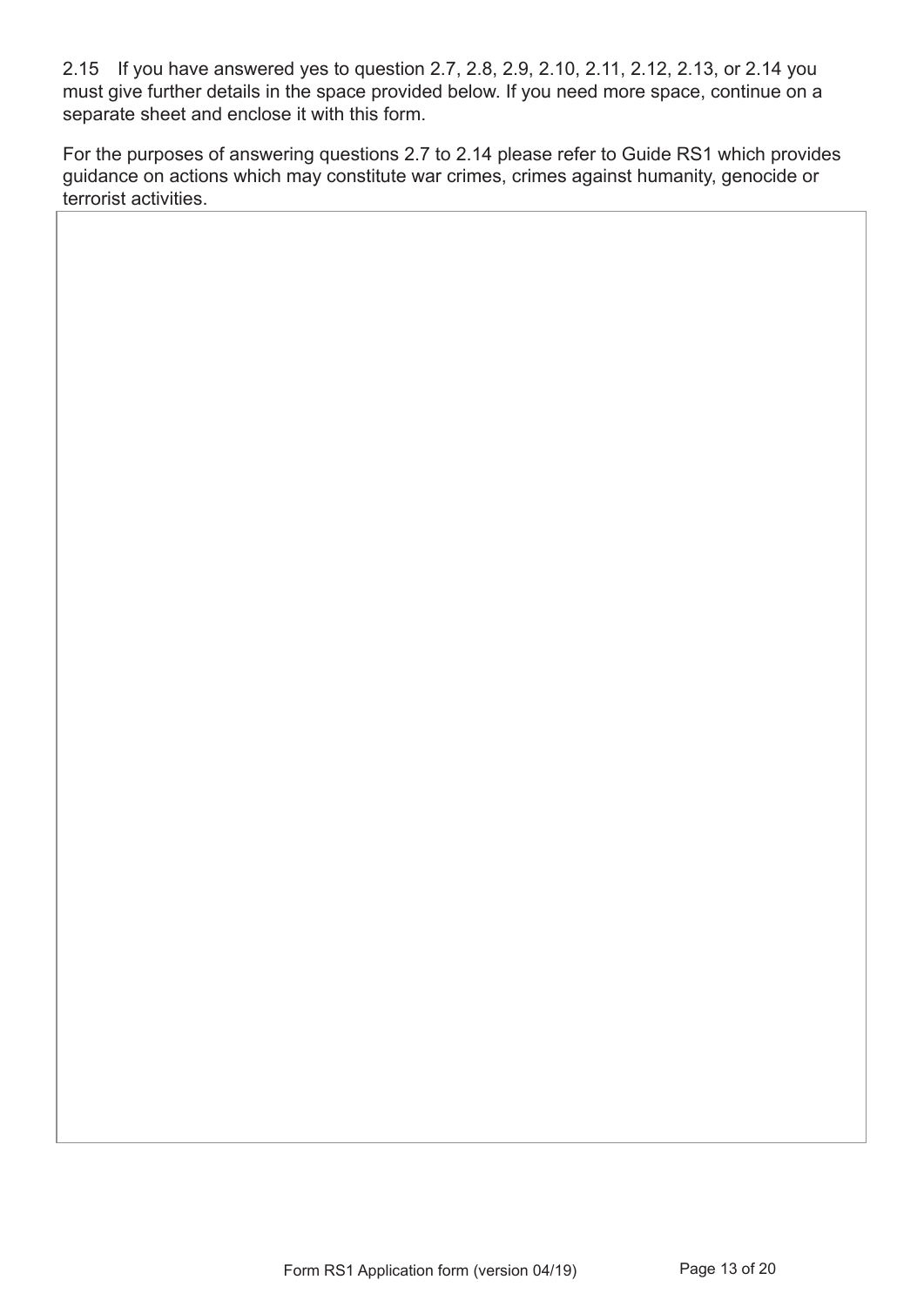2.15 If you have answered yes to question 2.7, 2.8, 2.9, 2.10, 2.11, 2.12, 2.13, or 2.14 you must give further details in the space provided below. If you need more space, continue on a separate sheet and enclose it with this form.

For the purposes of answering questions 2.7 to 2.14 please refer to Guide RS1 which provides guidance on actions which may constitute war crimes, crimes against humanity, genocide or terrorist activities.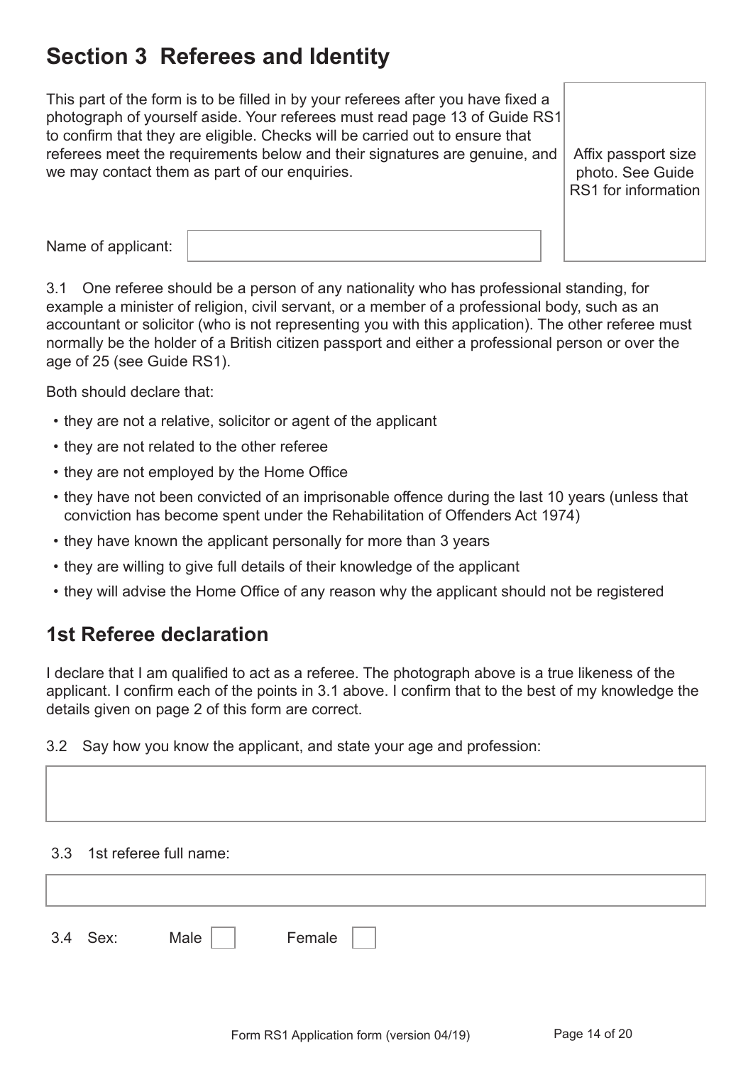# Section 3 Referees and Identity

This part of the form is to be filled in by your referees after you have fixed a photograph of yourself aside. Your referees must read page 13 of Guide RS1 to confirm that they are eligible. Checks will be carried out to ensure that referees meet the requirements below and their signatures are genuine, and we may contact them as part of our enquiries.

Affix passport size photo. See Guide RS1 for information

Name of applicant:

3.1 One referee should be a person of any nationality who has professional standing, for example a minister of religion, civil servant, or a member of a professional body, such as an accountant or solicitor (who is not representing you with this application). The other referee must normally be the holder of a British citizen passport and either a professional person or over the age of 25 (see Guide RS1).

Both should declare that:

- they are not a relative, solicitor or agent of the applicant
- they are not related to the other referee
- they are not employed by the Home Office
- they have not been convicted of an imprisonable offence during the last 10 years (unless that conviction has become spent under the Rehabilitation of Offenders Act 1974)
- they have known the applicant personally for more than 3 years
- they are willing to give full details of their knowledge of the applicant
- they will advise the Home Office of any reason why the applicant should not be registered

## 1st Referee declaration

I declare that I am qualified to act as a referee. The photograph above is a true likeness of the applicant. I confirm each of the points in 3.1 above. I confirm that to the best of my knowledge the details given on page 2 of this form are correct.

3.2 Say how you know the applicant, and state your age and profession:

3.3 1st referee full name:

3.4 Sex: Male ☐ Female ☐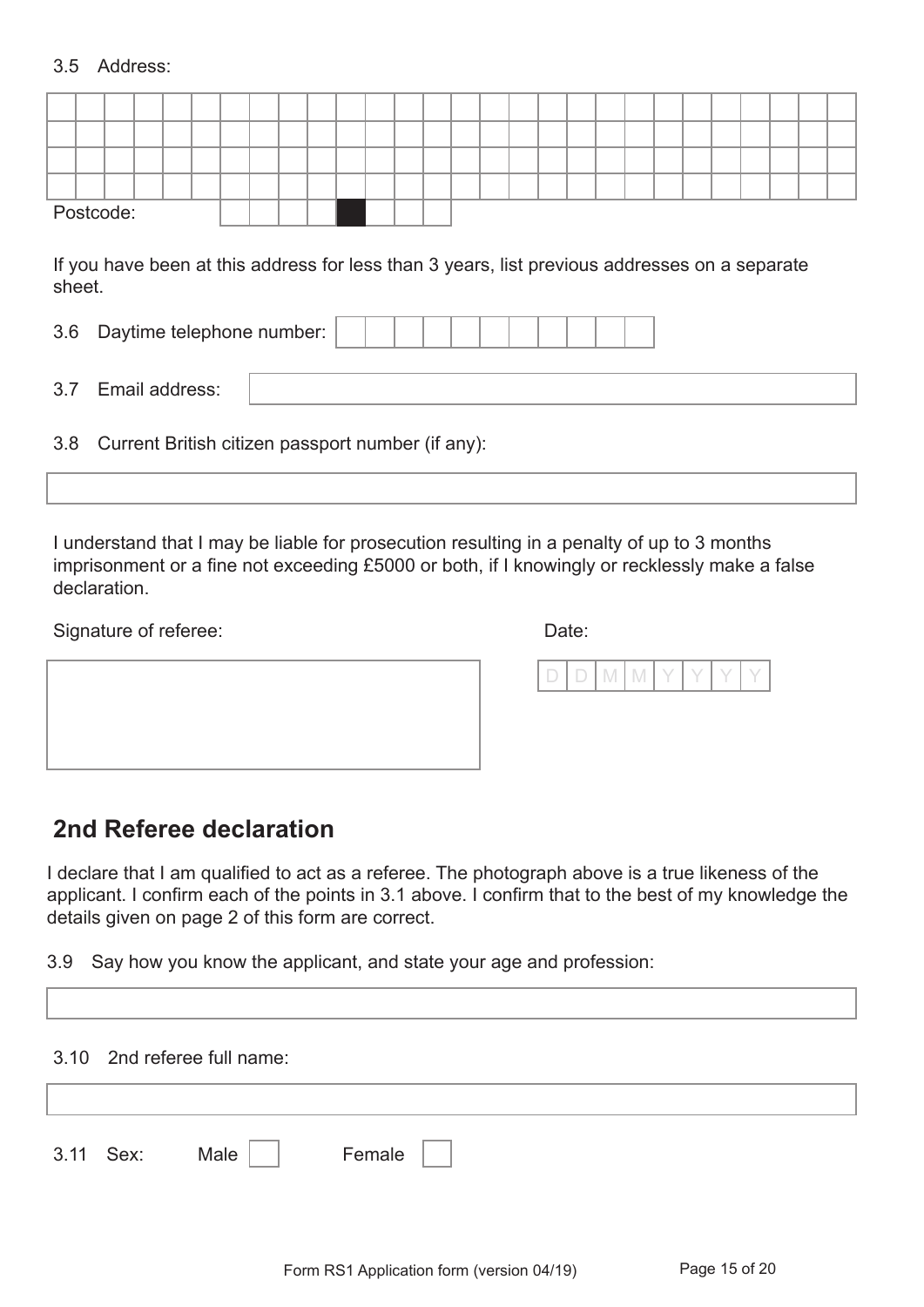3.5 Address:

Postcode:

If you have been at this address for less than 3 years, list previous addresses on a separate sheet.

3.6 Daytime telephone number:

3.7 Email address:

3.8 Current British citizen passport number (if any):

I understand that I may be liable for prosecution resulting in a penalty of up to 3 months imprisonment or a fine not exceeding £5000 or both, if I knowingly or recklessly make a false declaration.

Signature of referee:

Date: D D M M Y Y Y Y

## 2nd Referee declaration

I declare that I am qualified to act as a referee. The photograph above is a true likeness of the applicant. I confirm each of the points in 3.1 above. I confirm that to the best of my knowledge the details given on page 2 of this form are correct.

3.9 Say how you know the applicant, and state your age and profession:

3.10 2nd referee full name:

3.11 Sex: Male ☐ Female ☐

Form RS1 Application form (version 04/19)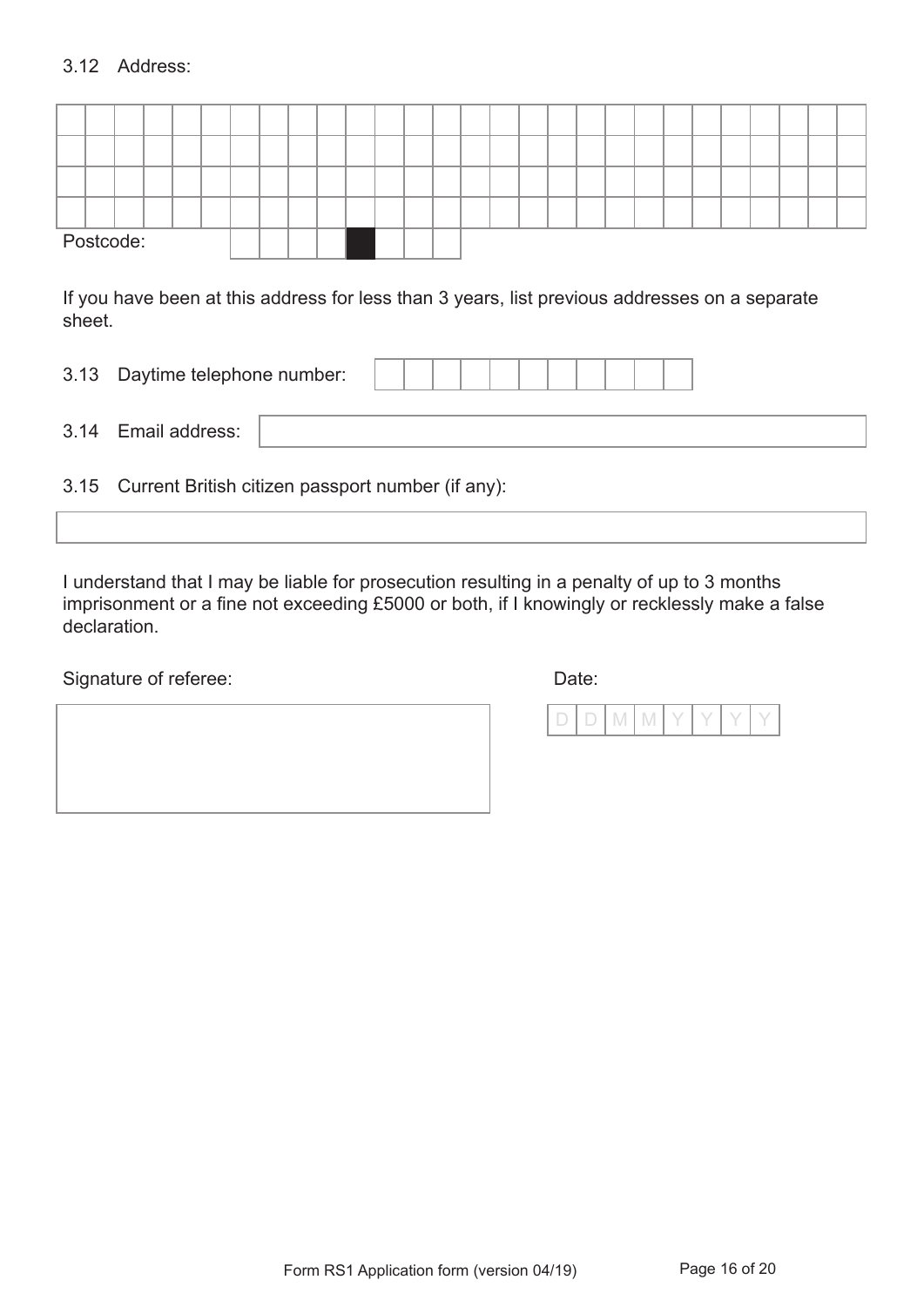3.12 Address:

| | | | | | | | | | | | | | | | | | | | | | | | | | | | |
|---|---|---|---|---|---|---|---|---|---|---|---|---|---|---|---|---|---|---|---|---|---|---|---|---|---|---|---|
| | | | | | | | | | | | | | | | | | | | | | | | | | | | |
| | | | | | | | | | | | | | | | | | | | | | | | | | | | |
| | | | | | | | | | | | | | | | | | | | | | | | | | | | |

Postcode:

If you have been at this address for less than 3 years, list previous addresses on a separate sheet.

3.13 Daytime telephone number:

3.14 Email address:

3.15 Current British citizen passport number (if any):

I understand that I may be liable for prosecution resulting in a penalty of up to 3 months imprisonment or a fine not exceeding £5000 or both, if I knowingly or recklessly make a false declaration.

Signature of referee:

Date:

| D | D | M | M | Y | Y | Y | Y |
|---|---|---|---|---|---|---|---|

Form RS1 Application form (version 04/19)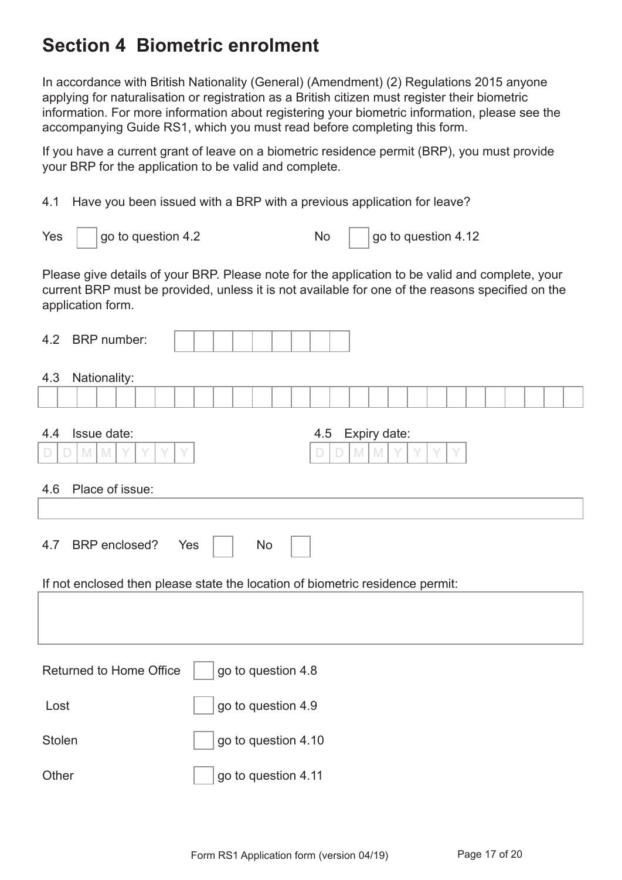## Section 4 Biometric enrolment

In accordance with British Nationality (General) (Amendment) (2) Regulations 2015 anyone applying for naturalisation or registration as a British citizen must register their biometric information. For more information about registering your biometric information, please see the accompanying Guide RS1, which you must read before completing this form.

If you have a current grant of leave on a biometric residence permit (BRP), you must provide your BRP for the application to be valid and complete.

4.1 Have you been issued with a BRP with a previous application for leave?

Yes ☐ go to question 4.2    No ☐ go to question 4.12

Please give details of your BRP. Please note for the application to be valid and complete, your current BRP must be provided, unless it is not available for one of the reasons specified on the application form.

4.2 BRP number:

4.3 Nationality:

4.4 Issue date: D D M M Y Y Y Y

4.5 Expiry date: D D M M Y Y Y Y

4.6 Place of issue:

4.7 BRP enclosed? Yes ☐ No ☐

If not enclosed then please state the location of biometric residence permit:

Returned to Home Office ☐ go to question 4.8

Lost ☐ go to question 4.9

Stolen ☐ go to question 4.10

Other ☐ go to question 4.11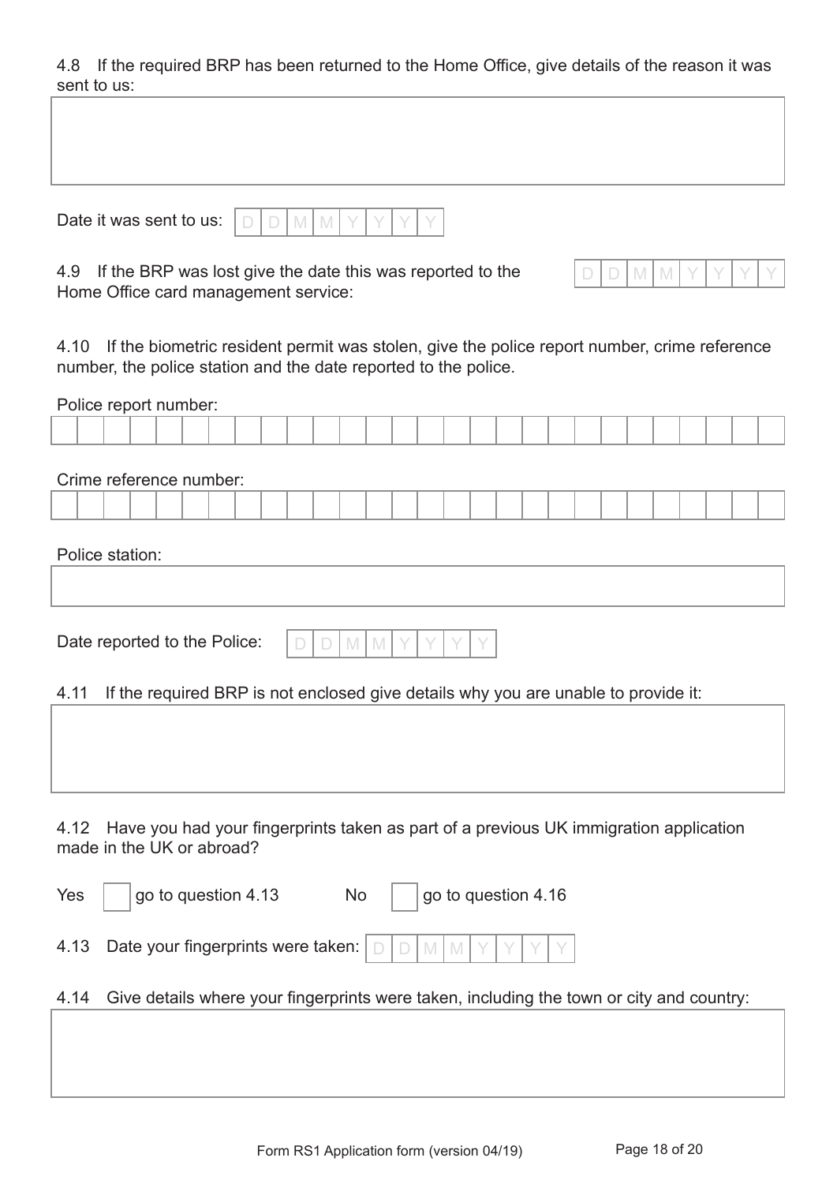4.8 If the required BRP has been returned to the Home Office, give details of the reason it was sent to us:

Date it was sent to us: D D M M Y Y Y Y

4.9 If the BRP was lost give the date this was reported to the Home Office card management service: D D M M Y Y Y Y

4.10 If the biometric resident permit was stolen, give the police report number, crime reference number, the police station and the date reported to the police.

Police report number:

Crime reference number:

Police station:

Date reported to the Police: D D M M Y Y Y Y

4.11 If the required BRP is not enclosed give details why you are unable to provide it:

4.12 Have you had your fingerprints taken as part of a previous UK immigration application made in the UK or abroad?

Yes ☐ go to question 4.13 No ☐ go to question 4.16

4.13 Date your fingerprints were taken: D D M M Y Y Y Y

4.14 Give details where your fingerprints were taken, including the town or city and country:

Form RS1 Application form (version 04/19)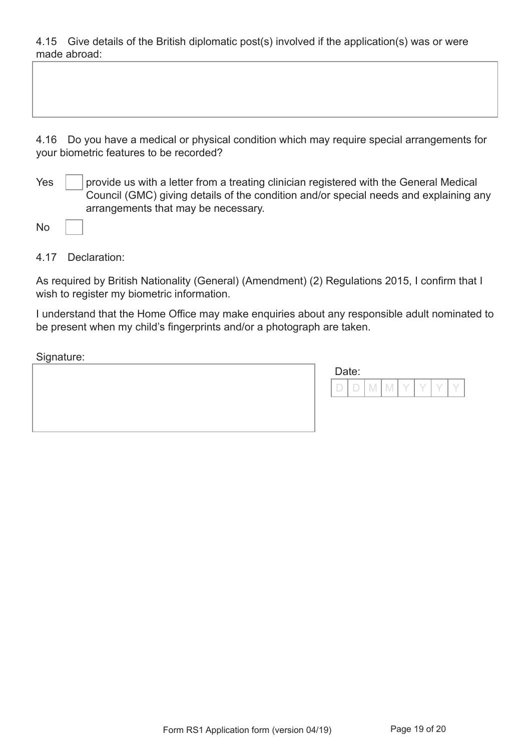4.15 Give details of the British diplomatic post(s) involved if the application(s) was or were made abroad:

4.16 Do you have a medical or physical condition which may require special arrangements for your biometric features to be recorded?

Yes ☐ provide us with a letter from a treating clinician registered with the General Medical Council (GMC) giving details of the condition and/or special needs and explaining any arrangements that may be necessary.

No ☐

4.17 Declaration:

As required by British Nationality (General) (Amendment) (2) Regulations 2015, I confirm that I wish to register my biometric information.

I understand that the Home Office may make enquiries about any responsible adult nominated to be present when my child's fingerprints and/or a photograph are taken.

Signature:

Date: D D M M Y Y Y Y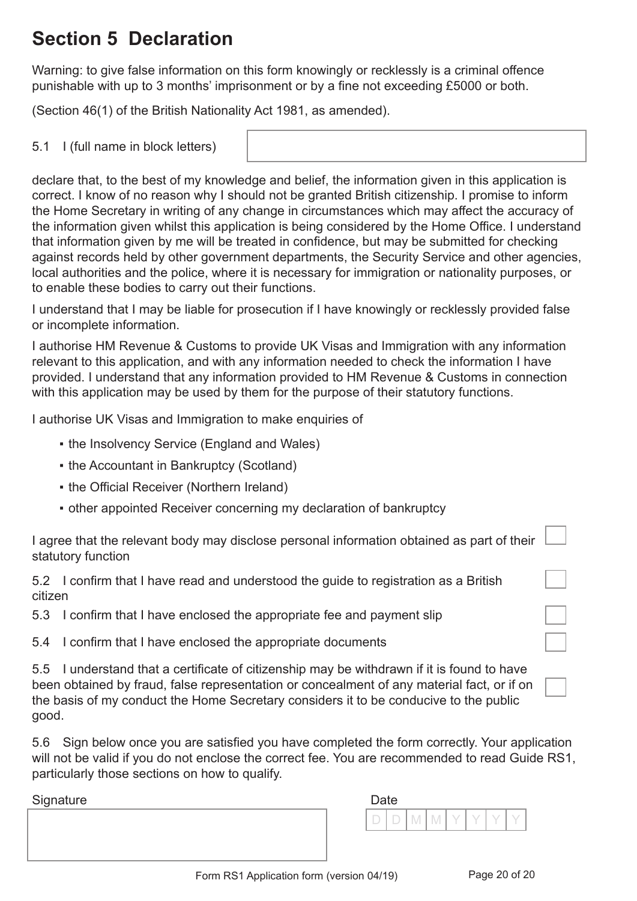## Section 5 Declaration

Warning: to give false information on this form knowingly or recklessly is a criminal offence punishable with up to 3 months' imprisonment or by a fine not exceeding £5000 or both.

(Section 46(1) of the British Nationality Act 1981, as amended).

5.1 I (full name in block letters) \_\_\_\_\_\_\_\_\_\_\_\_\_\_\_\_\_\_\_\_

declare that, to the best of my knowledge and belief, the information given in this application is correct. I know of no reason why I should not be granted British citizenship. I promise to inform the Home Secretary in writing of any change in circumstances which may affect the accuracy of the information given whilst this application is being considered by the Home Office. I understand that information given by me will be treated in confidence, but may be submitted for checking against records held by other government departments, the Security Service and other agencies, local authorities and the police, where it is necessary for immigration or nationality purposes, or to enable these bodies to carry out their functions.

I understand that I may be liable for prosecution if I have knowingly or recklessly provided false or incomplete information.

I authorise HM Revenue & Customs to provide UK Visas and Immigration with any information relevant to this application, and with any information needed to check the information I have provided. I understand that any information provided to HM Revenue & Customs in connection with this application may be used by them for the purpose of their statutory functions.

I authorise UK Visas and Immigration to make enquiries of

- the Insolvency Service (England and Wales)
- the Accountant in Bankruptcy (Scotland)
- the Official Receiver (Northern Ireland)
- other appointed Receiver concerning my declaration of bankruptcy

I agree that the relevant body may disclose personal information obtained as part of their statutory function ☐

5.2 I confirm that I have read and understood the guide to registration as a British citizen ☐

5.3 I confirm that I have enclosed the appropriate fee and payment slip ☐

5.4 I confirm that I have enclosed the appropriate documents ☐

5.5 I understand that a certificate of citizenship may be withdrawn if it is found to have been obtained by fraud, false representation or concealment of any material fact, or if on the basis of my conduct the Home Secretary considers it to be conducive to the public good. ☐

5.6 Sign below once you are satisfied you have completed the form correctly. Your application will not be valid if you do not enclose the correct fee. You are recommended to read Guide RS1, particularly those sections on how to qualify.

Signature \_\_\_\_\_\_\_\_\_\_\_\_\_\_\_\_\_\_\_\_

Date D D M M Y Y Y Y

Form RS1 Application form (version 04/19)